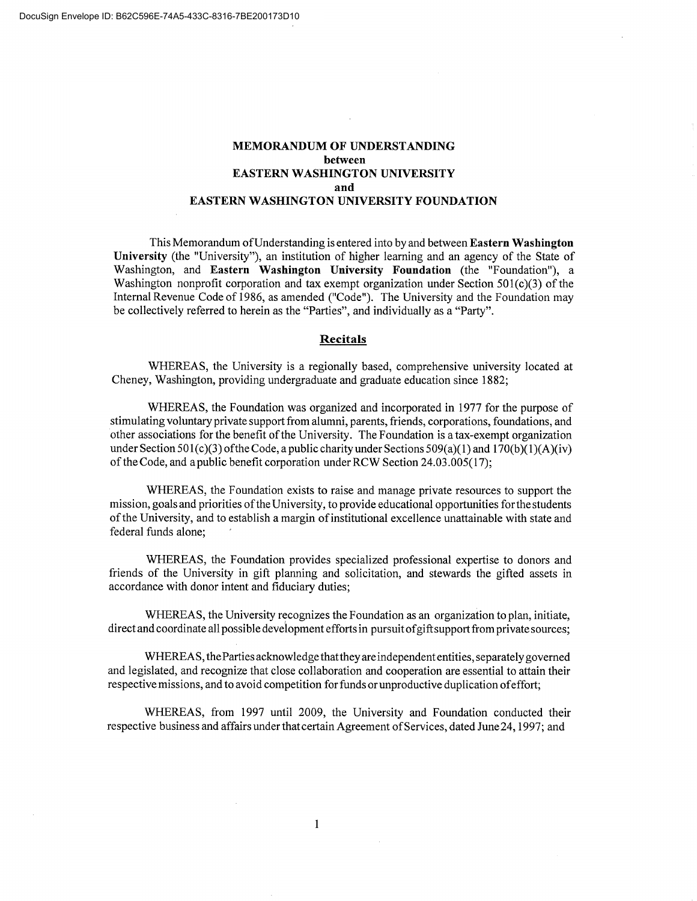DocuSign Envelope ID: B62C596E-74A5-433C-8316-7BE200173D10

# MEMORANDUM OF UNDERSTANDING
## between
## EASTERN WASHINGTON UNIVERSITY
## and
## EASTERN WASHINGTON UNIVERSITY FOUNDATION

This Memorandum of Understanding is entered into by and between **Eastern Washington University** (the "University"), an institution of higher learning and an agency of the State of Washington, and **Eastern Washington University Foundation** (the "Foundation"), a Washington nonprofit corporation and tax exempt organization under Section 501(c)(3) of the Internal Revenue Code of 1986, as amended ("Code"). The University and the Foundation may be collectively referred to herein as the "Parties", and individually as a "Party".

## Recitals

WHEREAS, the University is a regionally based, comprehensive university located at Cheney, Washington, providing undergraduate and graduate education since 1882;

WHEREAS, the Foundation was organized and incorporated in 1977 for the purpose of stimulating voluntary private support from alumni, parents, friends, corporations, foundations, and other associations for the benefit of the University. The Foundation is a tax-exempt organization under Section 501(c)(3) of the Code, a public charity under Sections 509(a)(1) and 170(b)(1)(A)(iv) of the Code, and a public benefit corporation under RCW Section 24.03.005(17);

WHEREAS, the Foundation exists to raise and manage private resources to support the mission, goals and priorities of the University, to provide educational opportunities for the students of the University, and to establish a margin of institutional excellence unattainable with state and federal funds alone;

WHEREAS, the Foundation provides specialized professional expertise to donors and friends of the University in gift planning and solicitation, and stewards the gifted assets in accordance with donor intent and fiduciary duties;

WHEREAS, the University recognizes the Foundation as an organization to plan, initiate, direct and coordinate all possible development efforts in pursuit of gift support from private sources;

WHEREAS, the Parties acknowledge that they are independent entities, separately governed and legislated, and recognize that close collaboration and cooperation are essential to attain their respective missions, and to avoid competition for funds or unproductive duplication of effort;

WHEREAS, from 1997 until 2009, the University and Foundation conducted their respective business and affairs under that certain Agreement of Services, dated June 24, 1997; and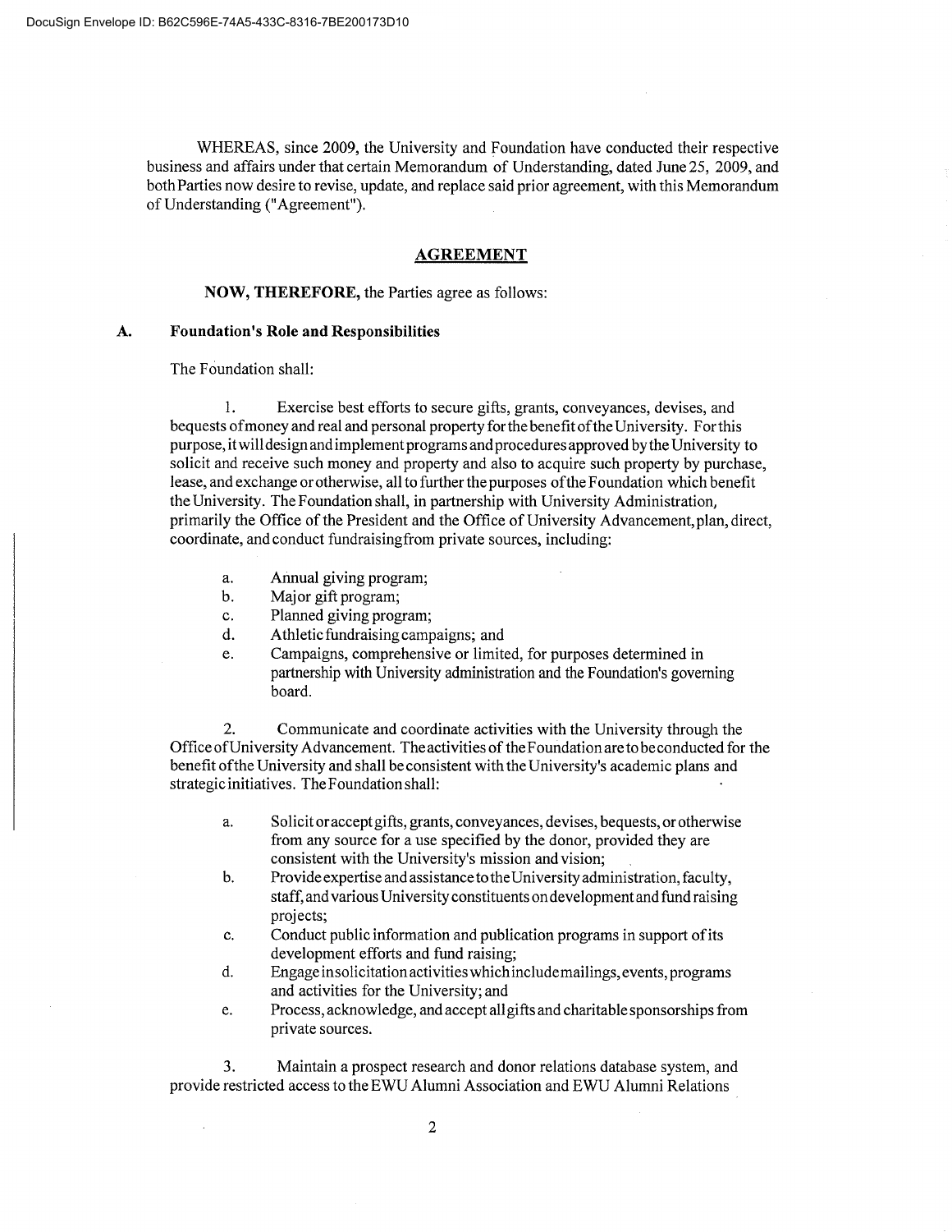WHEREAS, since 2009, the University and Foundation have conducted their respective business and affairs under that certain Memorandum of Understanding, dated June 25, 2009, and both Parties now desire to revise, update, and replace said prior agreement, with this Memorandum of Understanding ("Agreement").

## AGREEMENT

**NOW, THEREFORE,** the Parties agree as follows:

### A. Foundation's Role and Responsibilities

The Foundation shall:

1. Exercise best efforts to secure gifts, grants, conveyances, devises, and bequests of money and real and personal property for the benefit of the University. For this purpose, it will design and implement programs and procedures approved by the University to solicit and receive such money and property and also to acquire such property by purchase, lease, and exchange or otherwise, all to further the purposes of the Foundation which benefit the University. The Foundation shall, in partnership with University Administration, primarily the Office of the President and the Office of University Advancement, plan, direct, coordinate, and conduct fundraising from private sources, including:

    a. Annual giving program;
    b. Major gift program;
    c. Planned giving program;
    d. Athletic fundraising campaigns; and
    e. Campaigns, comprehensive or limited, for purposes determined in partnership with University administration and the Foundation's governing board.

2. Communicate and coordinate activities with the University through the Office of University Advancement. The activities of the Foundation are to be conducted for the benefit of the University and shall be consistent with the University's academic plans and strategic initiatives. The Foundation shall:

    a. Solicit or accept gifts, grants, conveyances, devises, bequests, or otherwise from any source for a use specified by the donor, provided they are consistent with the University's mission and vision;
    b. Provide expertise and assistance to the University administration, faculty, staff, and various University constituents on development and fund raising projects;
    c. Conduct public information and publication programs in support of its development efforts and fund raising;
    d. Engage in solicitation activities which include mailings, events, programs and activities for the University; and
    e. Process, acknowledge, and accept all gifts and charitable sponsorships from private sources.

3. Maintain a prospect research and donor relations database system, and provide restricted access to the EWU Alumni Association and EWU Alumni Relations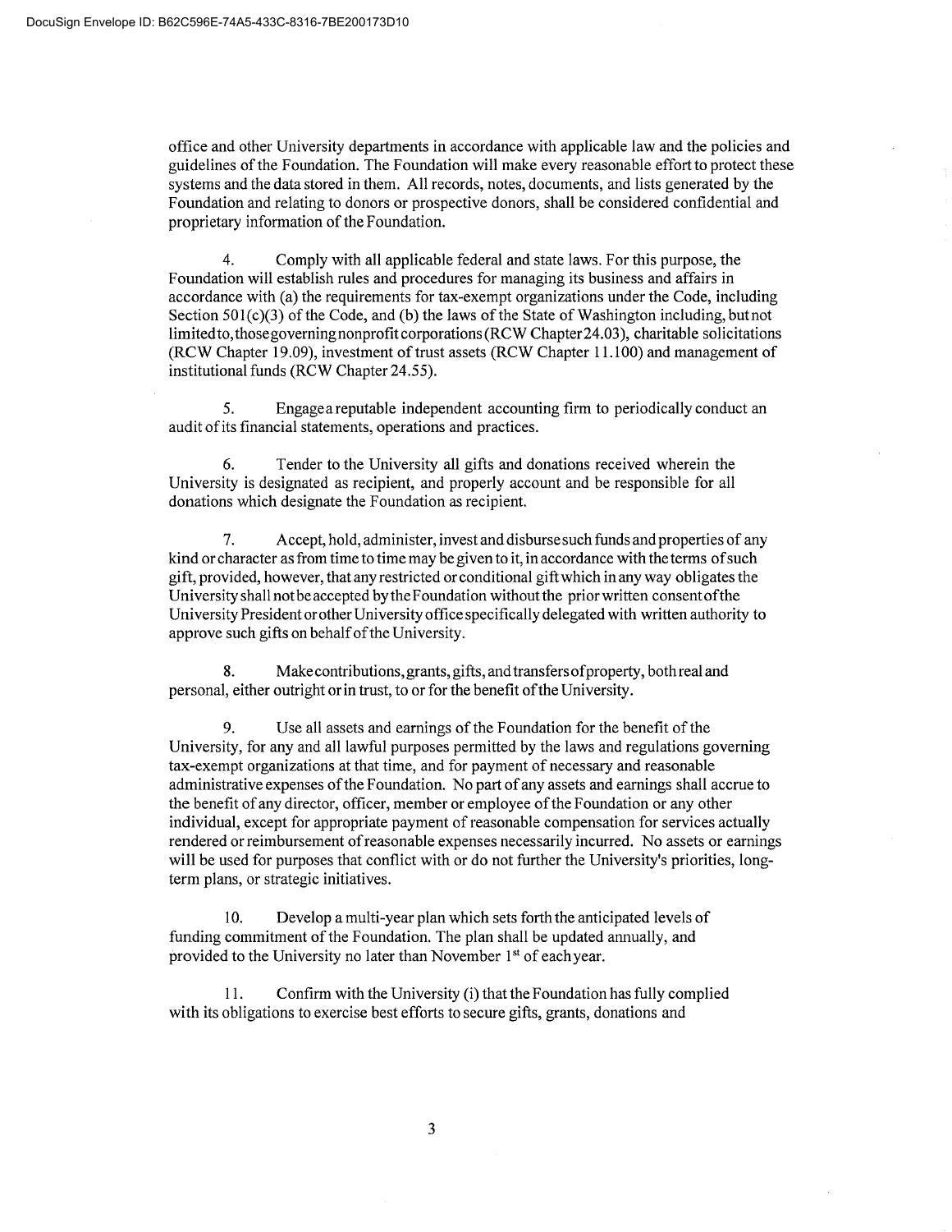office and other University departments in accordance with applicable law and the policies and guidelines of the Foundation. The Foundation will make every reasonable effort to protect these systems and the data stored in them. All records, notes, documents, and lists generated by the Foundation and relating to donors or prospective donors, shall be considered confidential and proprietary information of the Foundation.

4. Comply with all applicable federal and state laws. For this purpose, the Foundation will establish rules and procedures for managing its business and affairs in accordance with (a) the requirements for tax-exempt organizations under the Code, including Section 501(c)(3) of the Code, and (b) the laws of the State of Washington including, but not limited to, those governing nonprofit corporations (RCW Chapter 24.03), charitable solicitations (RCW Chapter 19.09), investment of trust assets (RCW Chapter 11.100) and management of institutional funds (RCW Chapter 24.55).

5. Engage a reputable independent accounting firm to periodically conduct an audit of its financial statements, operations and practices.

6. Tender to the University all gifts and donations received wherein the University is designated as recipient, and properly account and be responsible for all donations which designate the Foundation as recipient.

7. Accept, hold, administer, invest and disburse such funds and properties of any kind or character as from time to time may be given to it, in accordance with the terms of such gift, provided, however, that any restricted or conditional gift which in any way obligates the University shall not be accepted by the Foundation without the prior written consent of the University President or other University office specifically delegated with written authority to approve such gifts on behalf of the University.

8. Make contributions, grants, gifts, and transfers of property, both real and personal, either outright or in trust, to or for the benefit of the University.

9. Use all assets and earnings of the Foundation for the benefit of the University, for any and all lawful purposes permitted by the laws and regulations governing tax-exempt organizations at that time, and for payment of necessary and reasonable administrative expenses of the Foundation. No part of any assets and earnings shall accrue to the benefit of any director, officer, member or employee of the Foundation or any other individual, except for appropriate payment of reasonable compensation for services actually rendered or reimbursement of reasonable expenses necessarily incurred. No assets or earnings will be used for purposes that conflict with or do not further the University's priorities, long-term plans, or strategic initiatives.

10. Develop a multi-year plan which sets forth the anticipated levels of funding commitment of the Foundation. The plan shall be updated annually, and provided to the University no later than November 1st of each year.

11. Confirm with the University (i) that the Foundation has fully complied with its obligations to exercise best efforts to secure gifts, grants, donations and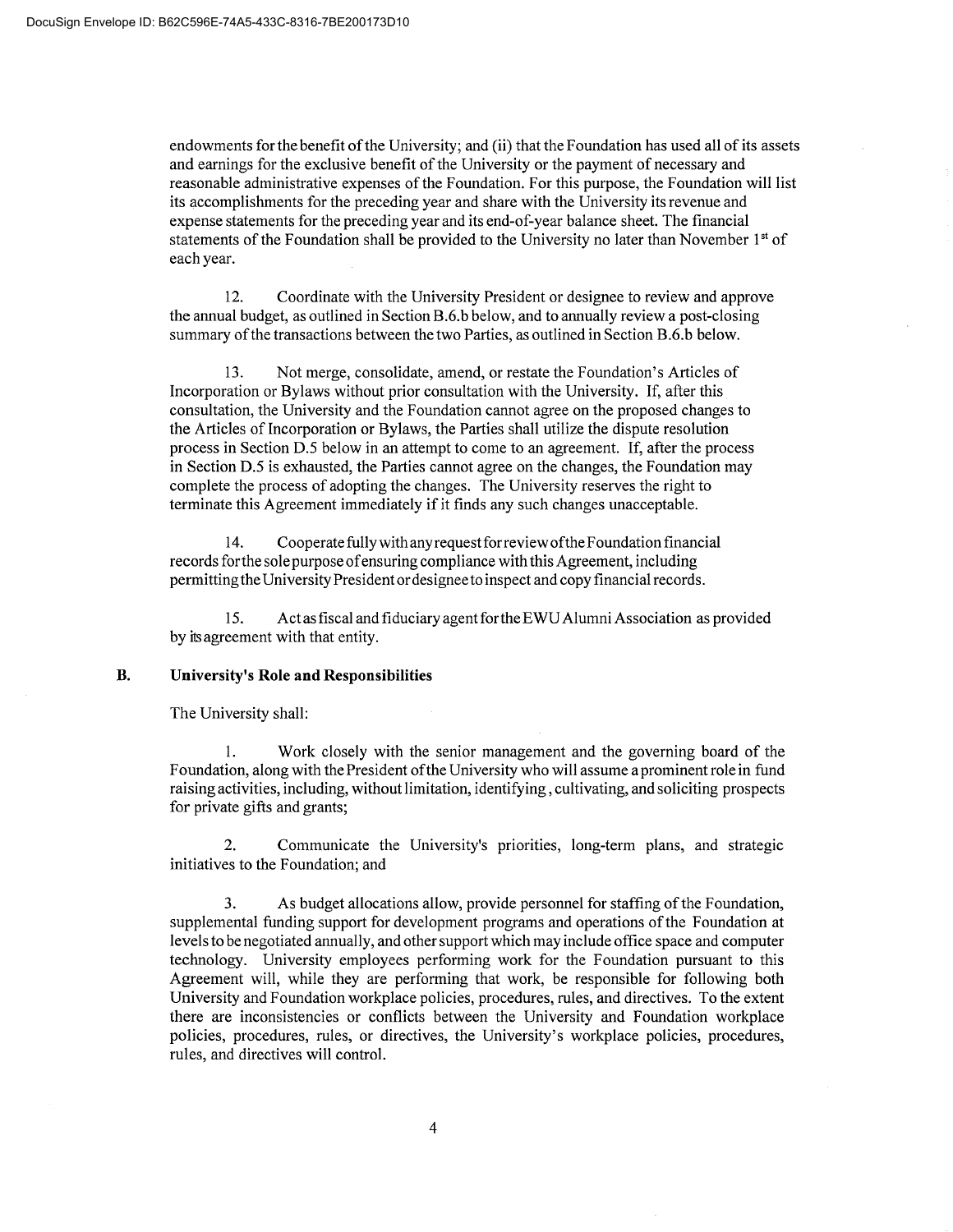endowments for the benefit of the University; and (ii) that the Foundation has used all of its assets and earnings for the exclusive benefit of the University or the payment of necessary and reasonable administrative expenses of the Foundation. For this purpose, the Foundation will list its accomplishments for the preceding year and share with the University its revenue and expense statements for the preceding year and its end-of-year balance sheet. The financial statements of the Foundation shall be provided to the University no later than November 1st of each year.

12. Coordinate with the University President or designee to review and approve the annual budget, as outlined in Section B.6.b below, and to annually review a post-closing summary of the transactions between the two Parties, as outlined in Section B.6.b below.

13. Not merge, consolidate, amend, or restate the Foundation's Articles of Incorporation or Bylaws without prior consultation with the University. If, after this consultation, the University and the Foundation cannot agree on the proposed changes to the Articles of Incorporation or Bylaws, the Parties shall utilize the dispute resolution process in Section D.5 below in an attempt to come to an agreement. If, after the process in Section D.5 is exhausted, the Parties cannot agree on the changes, the Foundation may complete the process of adopting the changes. The University reserves the right to terminate this Agreement immediately if it finds any such changes unacceptable.

14. Cooperate fully with any request for review of the Foundation financial records for the sole purpose of ensuring compliance with this Agreement, including permitting the University President or designee to inspect and copy financial records.

15. Act as fiscal and fiduciary agent for the EWU Alumni Association as provided by its agreement with that entity.

## B. University's Role and Responsibilities

The University shall:

1. Work closely with the senior management and the governing board of the Foundation, along with the President of the University who will assume a prominent role in fund raising activities, including, without limitation, identifying, cultivating, and soliciting prospects for private gifts and grants;

2. Communicate the University's priorities, long-term plans, and strategic initiatives to the Foundation; and

3. As budget allocations allow, provide personnel for staffing of the Foundation, supplemental funding support for development programs and operations of the Foundation at levels to be negotiated annually, and other support which may include office space and computer technology. University employees performing work for the Foundation pursuant to this Agreement will, while they are performing that work, be responsible for following both University and Foundation workplace policies, procedures, rules, and directives. To the extent there are inconsistencies or conflicts between the University and Foundation workplace policies, procedures, rules, or directives, the University's workplace policies, procedures, rules, and directives will control.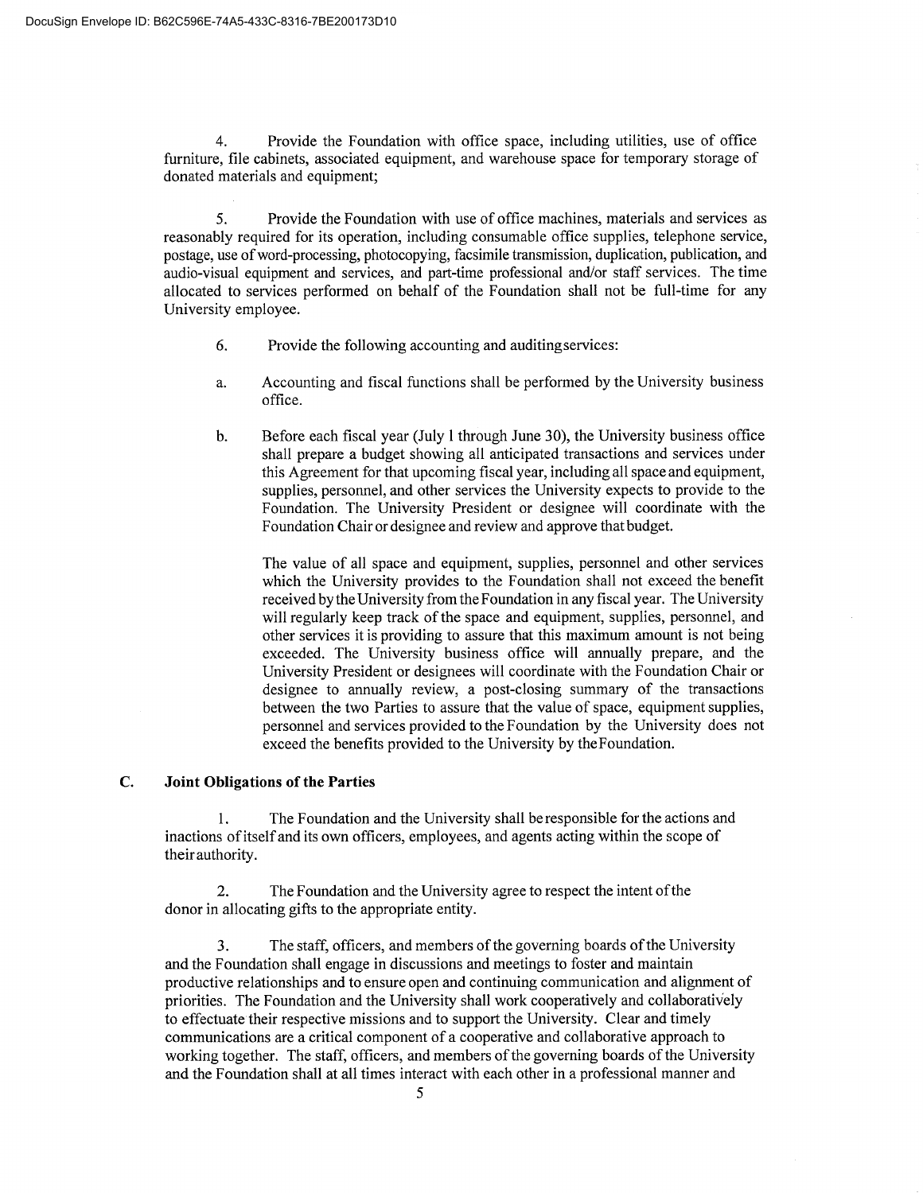4. Provide the Foundation with office space, including utilities, use of office furniture, file cabinets, associated equipment, and warehouse space for temporary storage of donated materials and equipment;

5. Provide the Foundation with use of office machines, materials and services as reasonably required for its operation, including consumable office supplies, telephone service, postage, use of word-processing, photocopying, facsimile transmission, duplication, publication, and audio-visual equipment and services, and part-time professional and/or staff services. The time allocated to services performed on behalf of the Foundation shall not be full-time for any University employee.

6. Provide the following accounting and auditingservices:

a. Accounting and fiscal functions shall be performed by the University business office.

b. Before each fiscal year (July 1 through June 30), the University business office shall prepare a budget showing all anticipated transactions and services under this Agreement for that upcoming fiscal year, including all space and equipment, supplies, personnel, and other services the University expects to provide to the Foundation. The University President or designee will coordinate with the Foundation Chair or designee and review and approve that budget.

The value of all space and equipment, supplies, personnel and other services which the University provides to the Foundation shall not exceed the benefit received by the University from the Foundation in any fiscal year. The University will regularly keep track of the space and equipment, supplies, personnel, and other services it is providing to assure that this maximum amount is not being exceeded. The University business office will annually prepare, and the University President or designees will coordinate with the Foundation Chair or designee to annually review, a post-closing summary of the transactions between the two Parties to assure that the value of space, equipment supplies, personnel and services provided to the Foundation by the University does not exceed the benefits provided to the University by the Foundation.

### C. Joint Obligations of the Parties

1. The Foundation and the University shall be responsible for the actions and inactions of itself and its own officers, employees, and agents acting within the scope of their authority.

2. The Foundation and the University agree to respect the intent of the donor in allocating gifts to the appropriate entity.

3. The staff, officers, and members of the governing boards of the University and the Foundation shall engage in discussions and meetings to foster and maintain productive relationships and to ensure open and continuing communication and alignment of priorities. The Foundation and the University shall work cooperatively and collaboratively to effectuate their respective missions and to support the University. Clear and timely communications are a critical component of a cooperative and collaborative approach to working together. The staff, officers, and members of the governing boards of the University and the Foundation shall at all times interact with each other in a professional manner and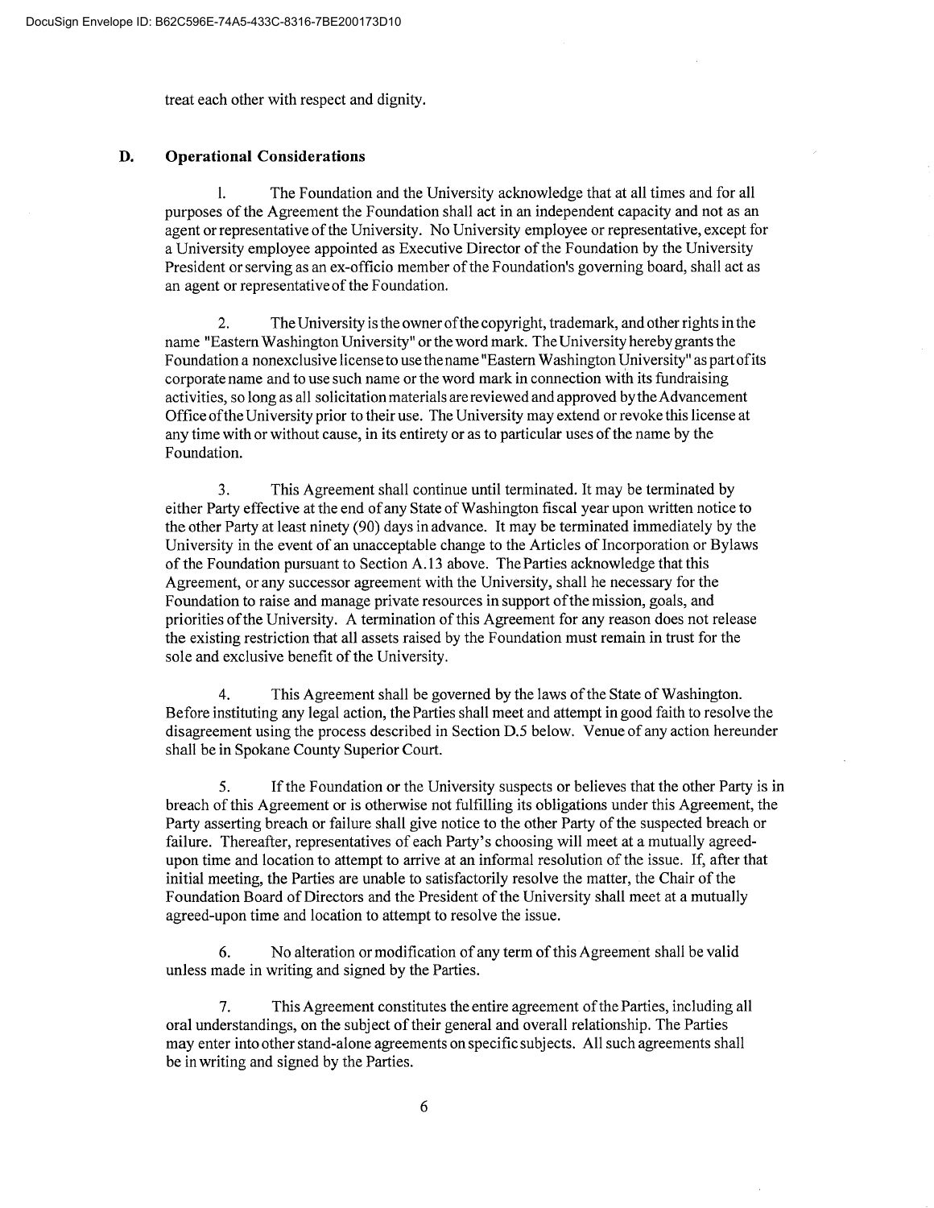treat each other with respect and dignity.

## D. Operational Considerations

1. The Foundation and the University acknowledge that at all times and for all purposes of the Agreement the Foundation shall act in an independent capacity and not as an agent or representative of the University. No University employee or representative, except for a University employee appointed as Executive Director of the Foundation by the University President or serving as an ex-officio member of the Foundation's governing board, shall act as an agent or representative of the Foundation.

2. The University is the owner of the copyright, trademark, and other rights in the name "Eastern Washington University" or the word mark. The University hereby grants the Foundation a nonexclusive license to use the name "Eastern Washington University" as part of its corporate name and to use such name or the word mark in connection with its fundraising activities, so long as all solicitation materials are reviewed and approved by the Advancement Office of the University prior to their use. The University may extend or revoke this license at any time with or without cause, in its entirety or as to particular uses of the name by the Foundation.

3. This Agreement shall continue until terminated. It may be terminated by either Party effective at the end of any State of Washington fiscal year upon written notice to the other Party at least ninety (90) days in advance. It may be terminated immediately by the University in the event of an unacceptable change to the Articles of Incorporation or Bylaws of the Foundation pursuant to Section A.13 above. The Parties acknowledge that this Agreement, or any successor agreement with the University, shall he necessary for the Foundation to raise and manage private resources in support of the mission, goals, and priorities of the University. A termination of this Agreement for any reason does not release the existing restriction that all assets raised by the Foundation must remain in trust for the sole and exclusive benefit of the University.

4. This Agreement shall be governed by the laws of the State of Washington. Before instituting any legal action, the Parties shall meet and attempt in good faith to resolve the disagreement using the process described in Section D.5 below. Venue of any action hereunder shall be in Spokane County Superior Court.

5. If the Foundation or the University suspects or believes that the other Party is in breach of this Agreement or is otherwise not fulfilling its obligations under this Agreement, the Party asserting breach or failure shall give notice to the other Party of the suspected breach or failure. Thereafter, representatives of each Party's choosing will meet at a mutually agreed-upon time and location to attempt to arrive at an informal resolution of the issue. If, after that initial meeting, the Parties are unable to satisfactorily resolve the matter, the Chair of the Foundation Board of Directors and the President of the University shall meet at a mutually agreed-upon time and location to attempt to resolve the issue.

6. No alteration or modification of any term of this Agreement shall be valid unless made in writing and signed by the Parties.

7. This Agreement constitutes the entire agreement of the Parties, including all oral understandings, on the subject of their general and overall relationship. The Parties may enter into other stand-alone agreements on specific subjects. All such agreements shall be in writing and signed by the Parties.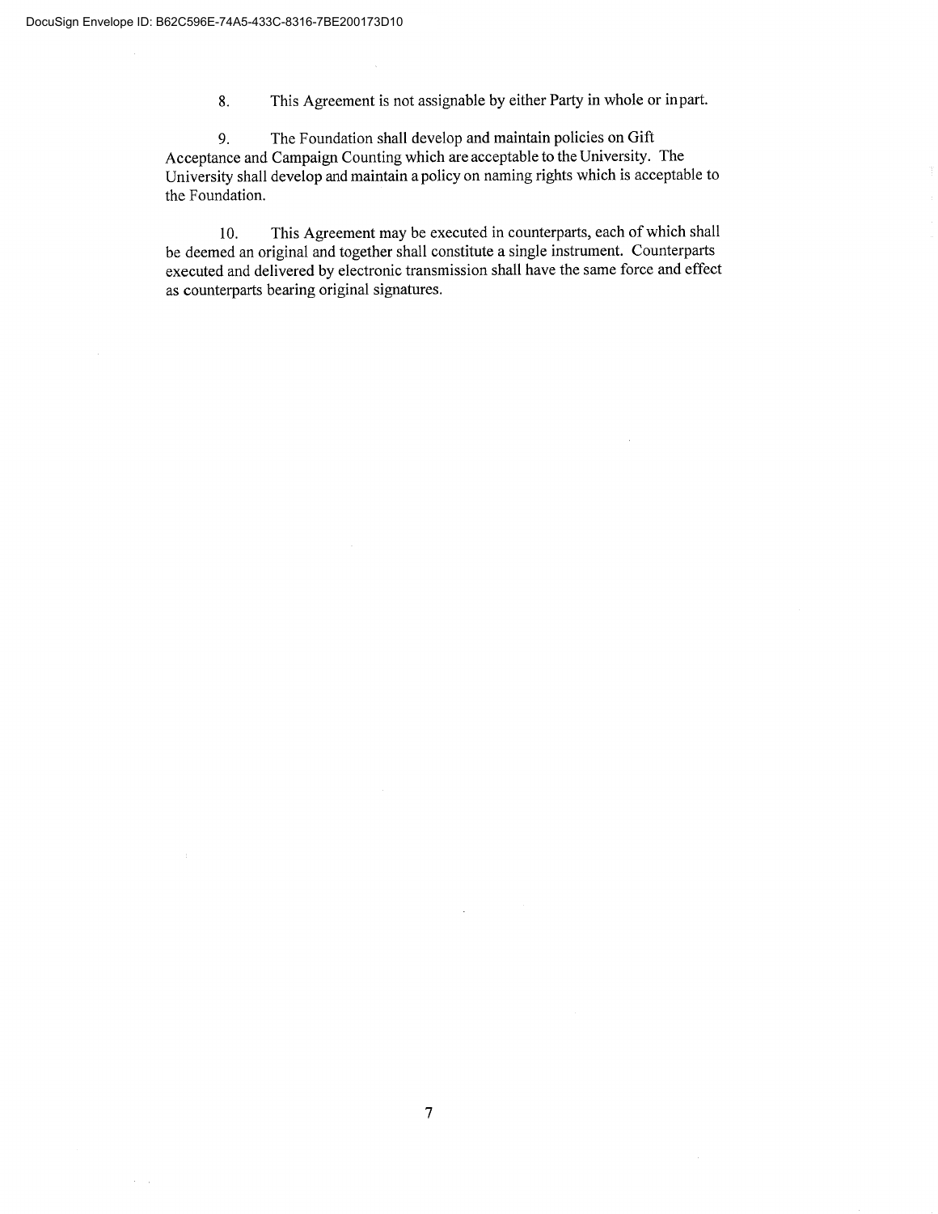8. This Agreement is not assignable by either Party in whole or in part.

9. The Foundation shall develop and maintain policies on Gift Acceptance and Campaign Counting which are acceptable to the University. The University shall develop and maintain a policy on naming rights which is acceptable to the Foundation.

10. This Agreement may be executed in counterparts, each of which shall be deemed an original and together shall constitute a single instrument. Counterparts executed and delivered by electronic transmission shall have the same force and effect as counterparts bearing original signatures.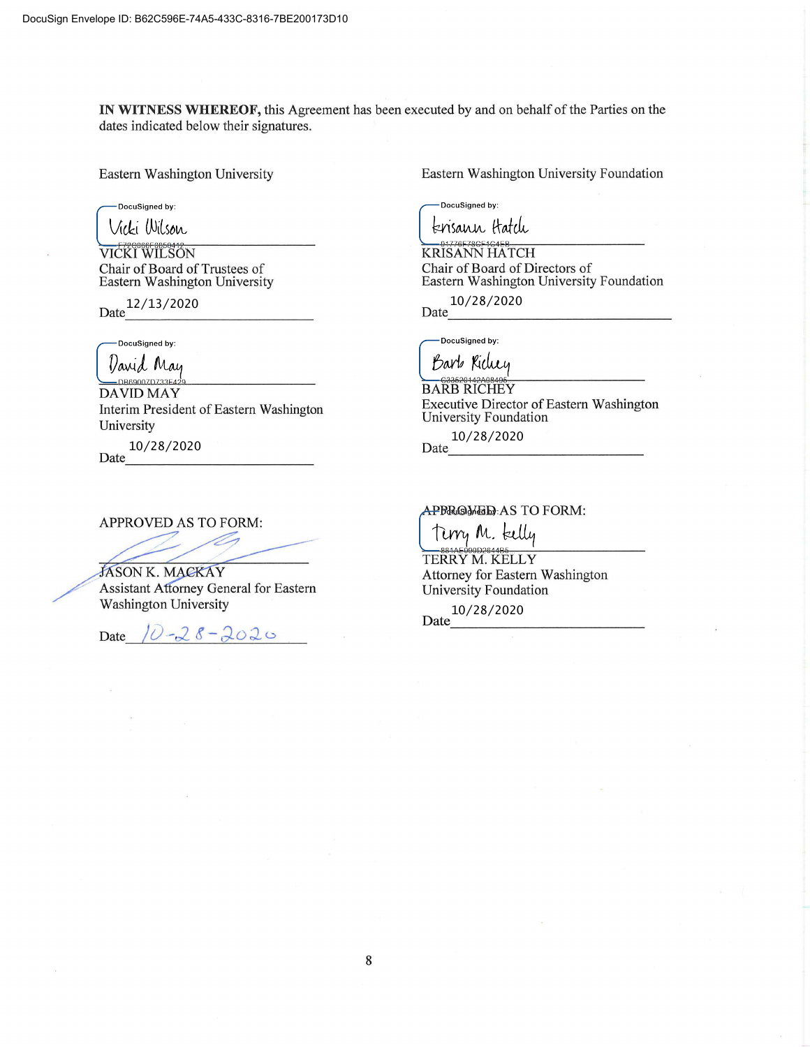DocuSign Envelope ID: B62C596E-74A5-433C-8316-7BE200173D10

**IN WITNESS WHEREOF,** this Agreement has been executed by and on behalf of the Parties on the dates indicated below their signatures.

Eastern Washington University

DocuSigned by:

Vicki Wilson

F72C866F8850412

VICKI WILSON
Chair of Board of Trustees of Eastern Washington University

Date 12/13/2020

DocuSigned by:

David May

DB69007D733E429

DAVID MAY
Interim President of Eastern Washington University

Date 10/28/2020

APPROVED AS TO FORM:

JASON K. MACKAY
Assistant Attorney General for Eastern Washington University

Date 10-28-2020

Eastern Washington University Foundation

DocuSigned by:

Krisann Hatch

81776F78CF1C4EB

KRISANN HATCH
Chair of Board of Directors of Eastern Washington University Foundation

Date 10/28/2020

DocuSigned by:

Barb Richey

C33520142A08495

BARB RICHEY
Executive Director of Eastern Washington University Foundation

Date 10/28/2020

APPROVED AS TO FORM:

DocuSigned by:

Terry M. Kelly

881AE909D2844B5

TERRY M. KELLY
Attorney for Eastern Washington University Foundation

Date 10/28/2020